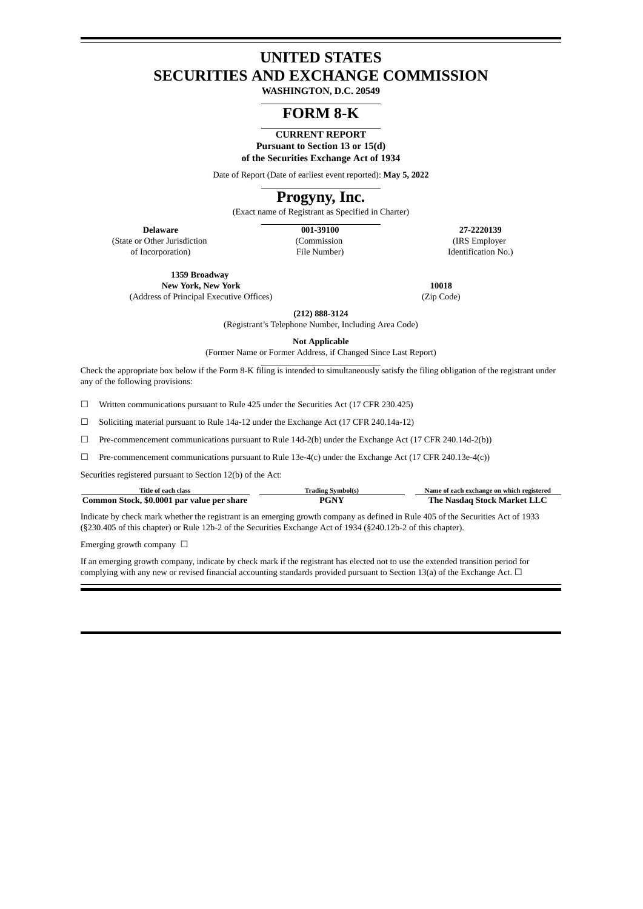# UNITED STATES
# SECURITIES AND EXCHANGE COMMISSION

**WASHINGTON, D.C. 20549**

# FORM 8-K

**CURRENT REPORT**
**Pursuant to Section 13 or 15(d)**
**of the Securities Exchange Act of 1934**

Date of Report (Date of earliest event reported): **May 5, 2022**

# Progyny, Inc.

(Exact name of Registrant as Specified in Charter)

| **Delaware** | **001-39100** | **27-2220139** |
|---|---|---|
| (State or Other Jurisdiction of Incorporation) | (Commission File Number) | (IRS Employer Identification No.) |

| **1359 Broadway New York, New York** | **10018** |
|---|---|
| (Address of Principal Executive Offices) | (Zip Code) |

**(212) 888-3124**
(Registrant's Telephone Number, Including Area Code)

**Not Applicable**
(Former Name or Former Address, if Changed Since Last Report)

Check the appropriate box below if the Form 8-K filing is intended to simultaneously satisfy the filing obligation of the registrant under any of the following provisions:

☐ Written communications pursuant to Rule 425 under the Securities Act (17 CFR 230.425)

☐ Soliciting material pursuant to Rule 14a-12 under the Exchange Act (17 CFR 240.14a-12)

☐ Pre-commencement communications pursuant to Rule 14d-2(b) under the Exchange Act (17 CFR 240.14d-2(b))

☐ Pre-commencement communications pursuant to Rule 13e-4(c) under the Exchange Act (17 CFR 240.13e-4(c))

Securities registered pursuant to Section 12(b) of the Act:

| Title of each class | Trading Symbol(s) | Name of each exchange on which registered |
|---|---|---|
| **Common Stock, $0.0001 par value per share** | **PGNY** | **The Nasdaq Stock Market LLC** |

Indicate by check mark whether the registrant is an emerging growth company as defined in Rule 405 of the Securities Act of 1933 (§230.405 of this chapter) or Rule 12b-2 of the Securities Exchange Act of 1934 (§240.12b-2 of this chapter).

Emerging growth company ☐

If an emerging growth company, indicate by check mark if the registrant has elected not to use the extended transition period for complying with any new or revised financial accounting standards provided pursuant to Section 13(a) of the Exchange Act. ☐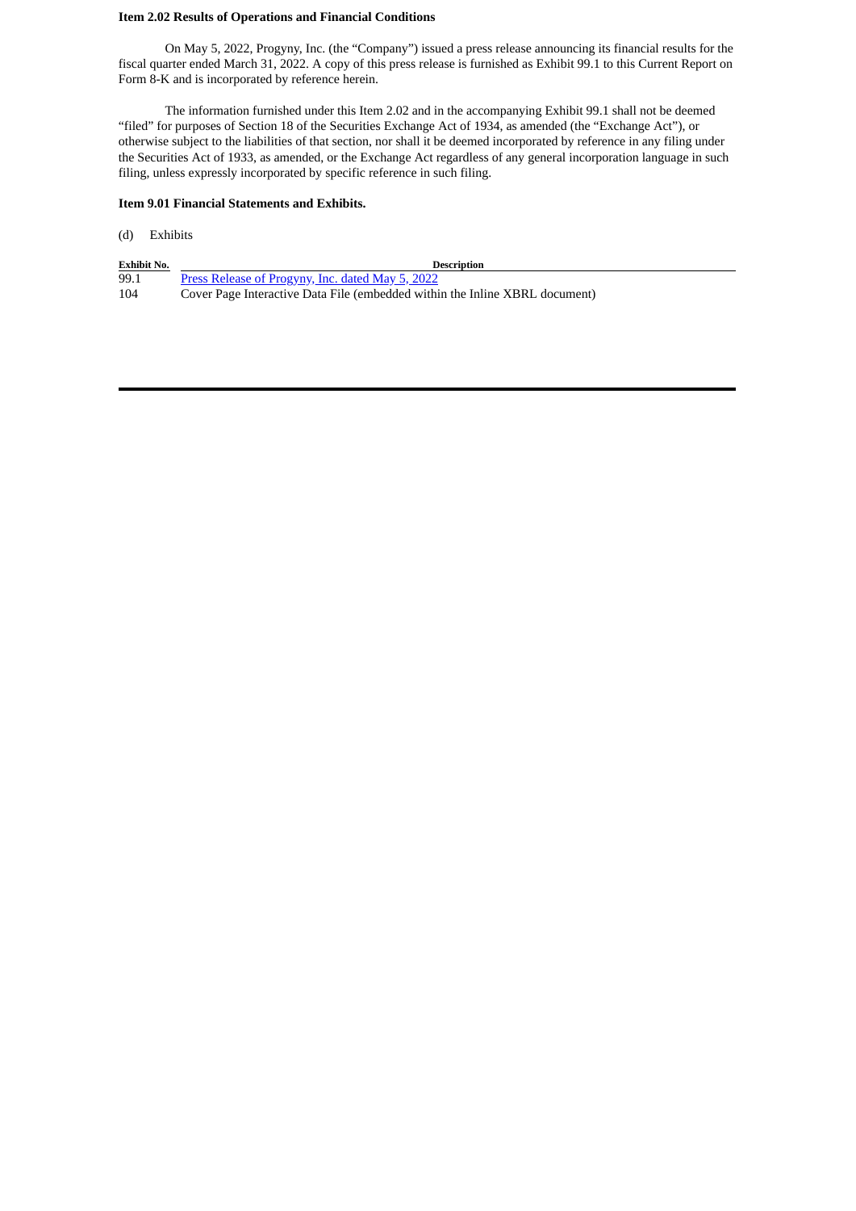**Item 2.02 Results of Operations and Financial Conditions**

On May 5, 2022, Progyny, Inc. (the "Company") issued a press release announcing its financial results for the fiscal quarter ended March 31, 2022. A copy of this press release is furnished as Exhibit 99.1 to this Current Report on Form 8-K and is incorporated by reference herein.

The information furnished under this Item 2.02 and in the accompanying Exhibit 99.1 shall not be deemed "filed" for purposes of Section 18 of the Securities Exchange Act of 1934, as amended (the "Exchange Act"), or otherwise subject to the liabilities of that section, nor shall it be deemed incorporated by reference in any filing under the Securities Act of 1933, as amended, or the Exchange Act regardless of any general incorporation language in such filing, unless expressly incorporated by specific reference in such filing.

**Item 9.01 Financial Statements and Exhibits.**

(d) Exhibits

| Exhibit No. | Description |
|---|---|
| 99.1 | Press Release of Progyny, Inc. dated May 5, 2022 |
| 104 | Cover Page Interactive Data File (embedded within the Inline XBRL document) |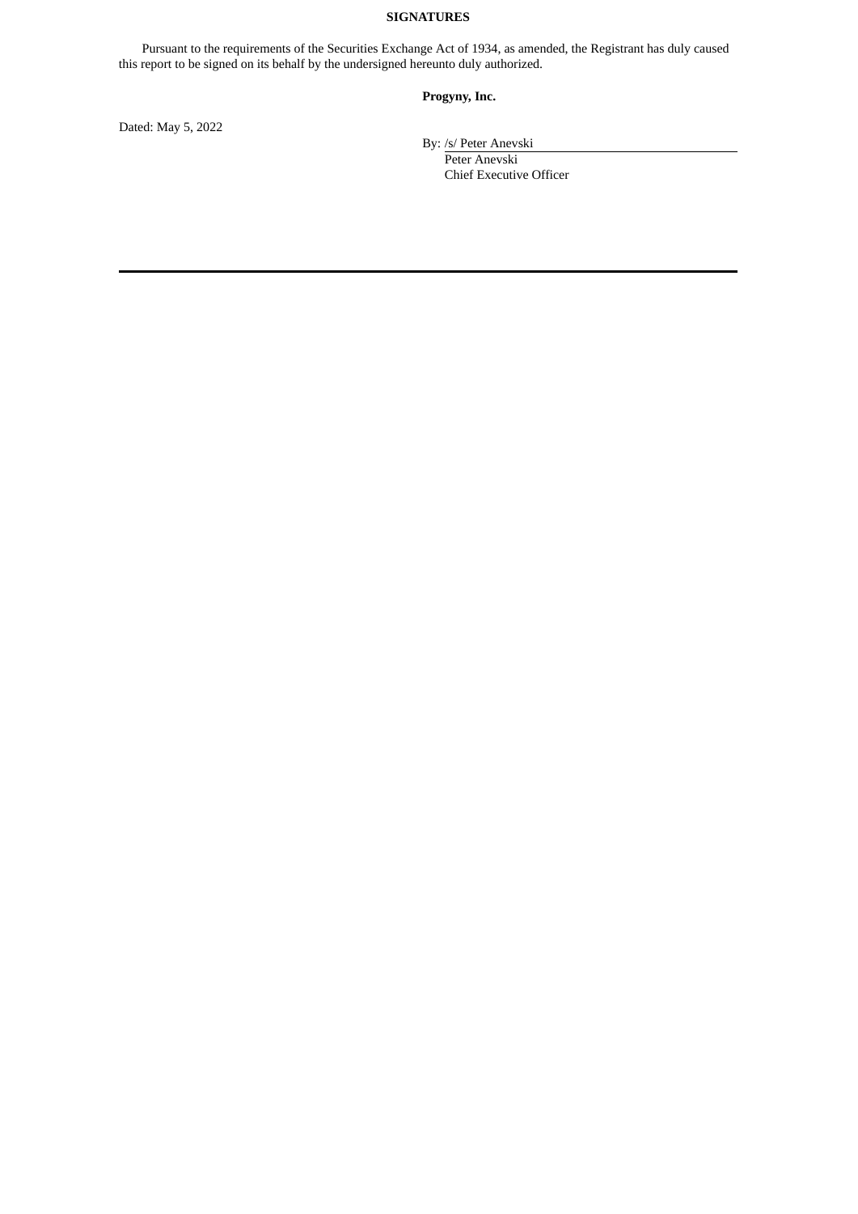**SIGNATURES**

Pursuant to the requirements of the Securities Exchange Act of 1934, as amended, the Registrant has duly caused this report to be signed on its behalf by the undersigned hereunto duly authorized.

**Progyny, Inc.**

Dated: May 5, 2022

By: /s/ Peter Anevski
Peter Anevski
Chief Executive Officer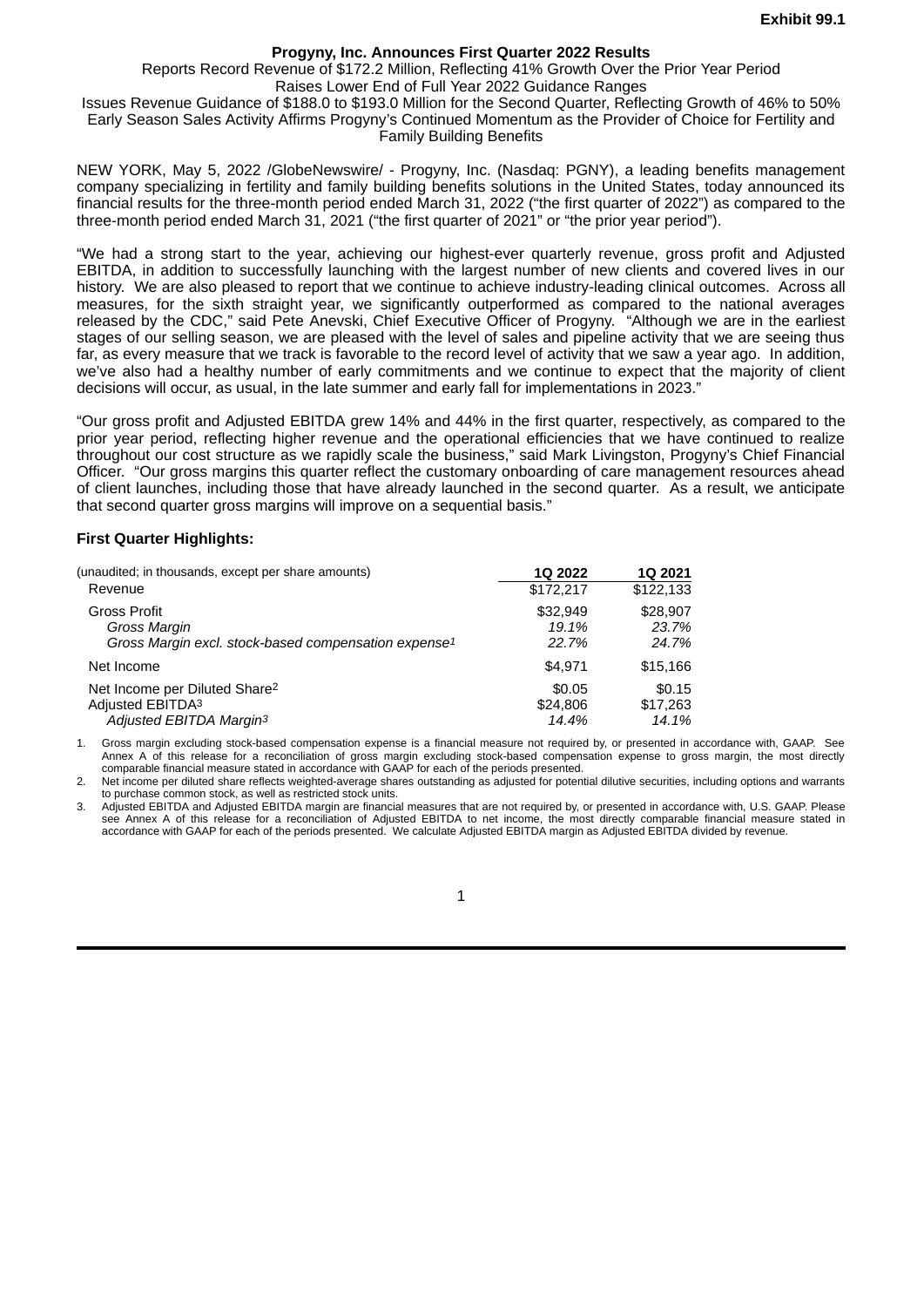**Exhibit 99.1**

# Progyny, Inc. Announces First Quarter 2022 Results

Reports Record Revenue of $172.2 Million, Reflecting 41% Growth Over the Prior Year Period

Raises Lower End of Full Year 2022 Guidance Ranges

Issues Revenue Guidance of $188.0 to $193.0 Million for the Second Quarter, Reflecting Growth of 46% to 50%

Early Season Sales Activity Affirms Progyny's Continued Momentum as the Provider of Choice for Fertility and Family Building Benefits

NEW YORK, May 5, 2022 /GlobeNewswire/ - Progyny, Inc. (Nasdaq: PGNY), a leading benefits management company specializing in fertility and family building benefits solutions in the United States, today announced its financial results for the three-month period ended March 31, 2022 ("the first quarter of 2022") as compared to the three-month period ended March 31, 2021 ("the first quarter of 2021" or "the prior year period").

"We had a strong start to the year, achieving our highest-ever quarterly revenue, gross profit and Adjusted EBITDA, in addition to successfully launching with the largest number of new clients and covered lives in our history. We are also pleased to report that we continue to achieve industry-leading clinical outcomes. Across all measures, for the sixth straight year, we significantly outperformed as compared to the national averages released by the CDC," said Pete Anevski, Chief Executive Officer of Progyny. "Although we are in the earliest stages of our selling season, we are pleased with the level of sales and pipeline activity that we are seeing thus far, as every measure that we track is favorable to the record level of activity that we saw a year ago. In addition, we've also had a healthy number of early commitments and we continue to expect that the majority of client decisions will occur, as usual, in the late summer and early fall for implementations in 2023."

"Our gross profit and Adjusted EBITDA grew 14% and 44% in the first quarter, respectively, as compared to the prior year period, reflecting higher revenue and the operational efficiencies that we have continued to realize throughout our cost structure as we rapidly scale the business," said Mark Livingston, Progyny's Chief Financial Officer. "Our gross margins this quarter reflect the customary onboarding of care management resources ahead of client launches, including those that have already launched in the second quarter. As a result, we anticipate that second quarter gross margins will improve on a sequential basis."

**First Quarter Highlights:**

| (unaudited; in thousands, except per share amounts) | 1Q 2022 | 1Q 2021 |
|---|---|---|
| Revenue | $172,217 | $122,133 |
| Gross Profit | $32,949 | $28,907 |
| *Gross Margin* | *19.1%* | *23.7%* |
| *Gross Margin excl. stock-based compensation expense*[1] | *22.7%* | *24.7%* |
| Net Income | $4,971 | $15,166 |
| Net Income per Diluted Share[2] | $0.05 | $0.15 |
| Adjusted EBITDA[3] | $24,806 | $17,263 |
| *Adjusted EBITDA Margin*[3] | *14.4%* | *14.1%* |

1. Gross margin excluding stock-based compensation expense is a financial measure not required by, or presented in accordance with, GAAP. See Annex A of this release for a reconciliation of gross margin excluding stock-based compensation expense to gross margin, the most directly comparable financial measure stated in accordance with GAAP for each of the periods presented.
2. Net income per diluted share reflects weighted-average shares outstanding as adjusted for potential dilutive securities, including options and warrants to purchase common stock, as well as restricted stock units.
3. Adjusted EBITDA and Adjusted EBITDA margin are financial measures that are not required by, or presented in accordance with, U.S. GAAP. Please see Annex A of this release for a reconciliation of Adjusted EBITDA to net income, the most directly comparable financial measure stated in accordance with GAAP for each of the periods presented. We calculate Adjusted EBITDA margin as Adjusted EBITDA divided by revenue.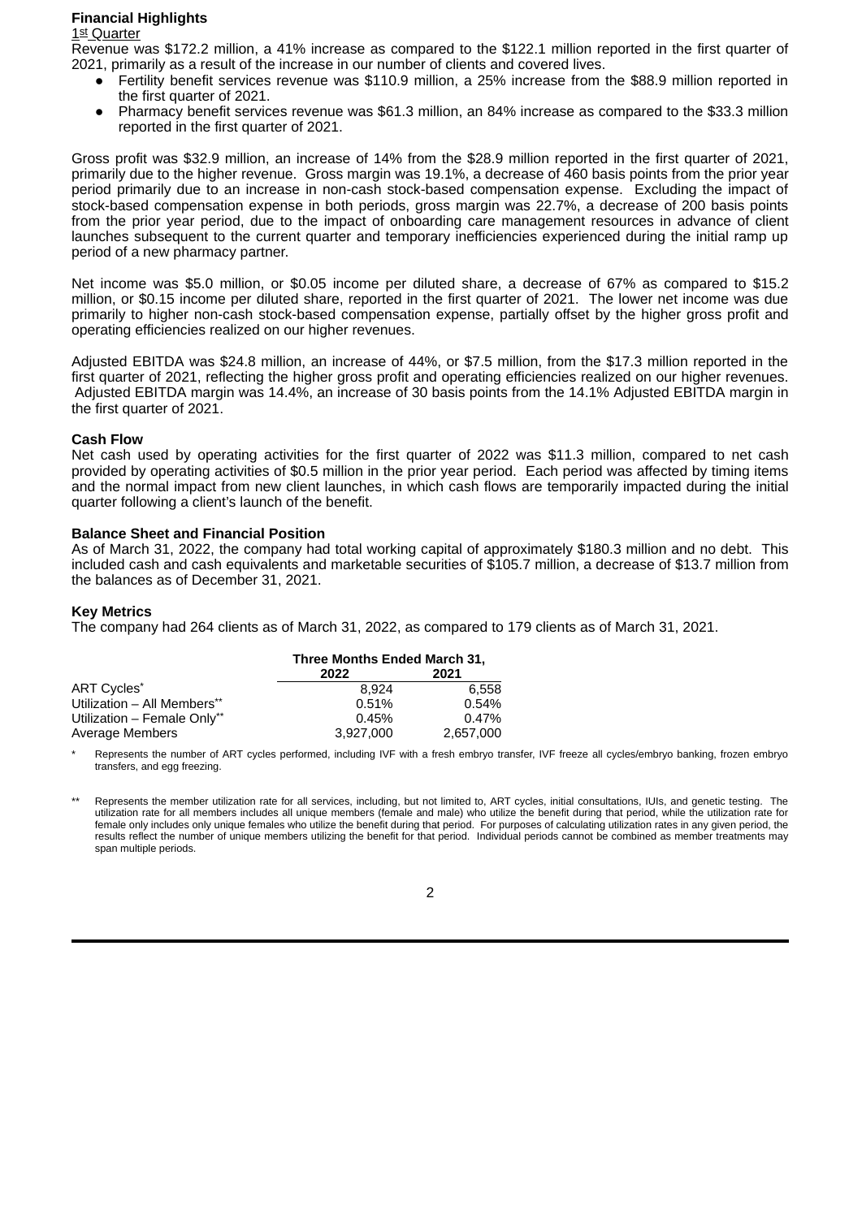## Financial Highlights

1st Quarter

Revenue was $172.2 million, a 41% increase as compared to the $122.1 million reported in the first quarter of 2021, primarily as a result of the increase in our number of clients and covered lives.

- Fertility benefit services revenue was $110.9 million, a 25% increase from the $88.9 million reported in the first quarter of 2021.
- Pharmacy benefit services revenue was $61.3 million, an 84% increase as compared to the $33.3 million reported in the first quarter of 2021.

Gross profit was $32.9 million, an increase of 14% from the $28.9 million reported in the first quarter of 2021, primarily due to the higher revenue. Gross margin was 19.1%, a decrease of 460 basis points from the prior year period primarily due to an increase in non-cash stock-based compensation expense. Excluding the impact of stock-based compensation expense in both periods, gross margin was 22.7%, a decrease of 200 basis points from the prior year period, due to the impact of onboarding care management resources in advance of client launches subsequent to the current quarter and temporary inefficiencies experienced during the initial ramp up period of a new pharmacy partner.

Net income was $5.0 million, or $0.05 income per diluted share, a decrease of 67% as compared to $15.2 million, or $0.15 income per diluted share, reported in the first quarter of 2021. The lower net income was due primarily to higher non-cash stock-based compensation expense, partially offset by the higher gross profit and operating efficiencies realized on our higher revenues.

Adjusted EBITDA was $24.8 million, an increase of 44%, or $7.5 million, from the $17.3 million reported in the first quarter of 2021, reflecting the higher gross profit and operating efficiencies realized on our higher revenues. Adjusted EBITDA margin was 14.4%, an increase of 30 basis points from the 14.1% Adjusted EBITDA margin in the first quarter of 2021.

### Cash Flow

Net cash used by operating activities for the first quarter of 2022 was $11.3 million, compared to net cash provided by operating activities of $0.5 million in the prior year period. Each period was affected by timing items and the normal impact from new client launches, in which cash flows are temporarily impacted during the initial quarter following a client's launch of the benefit.

### Balance Sheet and Financial Position

As of March 31, 2022, the company had total working capital of approximately $180.3 million and no debt. This included cash and cash equivalents and marketable securities of $105.7 million, a decrease of $13.7 million from the balances as of December 31, 2021.

### Key Metrics

The company had 264 clients as of March 31, 2022, as compared to 179 clients as of March 31, 2021.

| | Three Months Ended March 31, | |
|---|---|---|
| | 2022 | 2021 |
| ART Cycles* | 8,924 | 6,558 |
| Utilization – All Members** | 0.51% | 0.54% |
| Utilization – Female Only** | 0.45% | 0.47% |
| Average Members | 3,927,000 | 2,657,000 |

\* Represents the number of ART cycles performed, including IVF with a fresh embryo transfer, IVF freeze all cycles/embryo banking, frozen embryo transfers, and egg freezing.

** Represents the member utilization rate for all services, including, but not limited to, ART cycles, initial consultations, IUIs, and genetic testing. The utilization rate for all members includes all unique members (female and male) who utilize the benefit during that period, while the utilization rate for female only includes only unique females who utilize the benefit during that period. For purposes of calculating utilization rates in any given period, the results reflect the number of unique members utilizing the benefit for that period. Individual periods cannot be combined as member treatments may span multiple periods.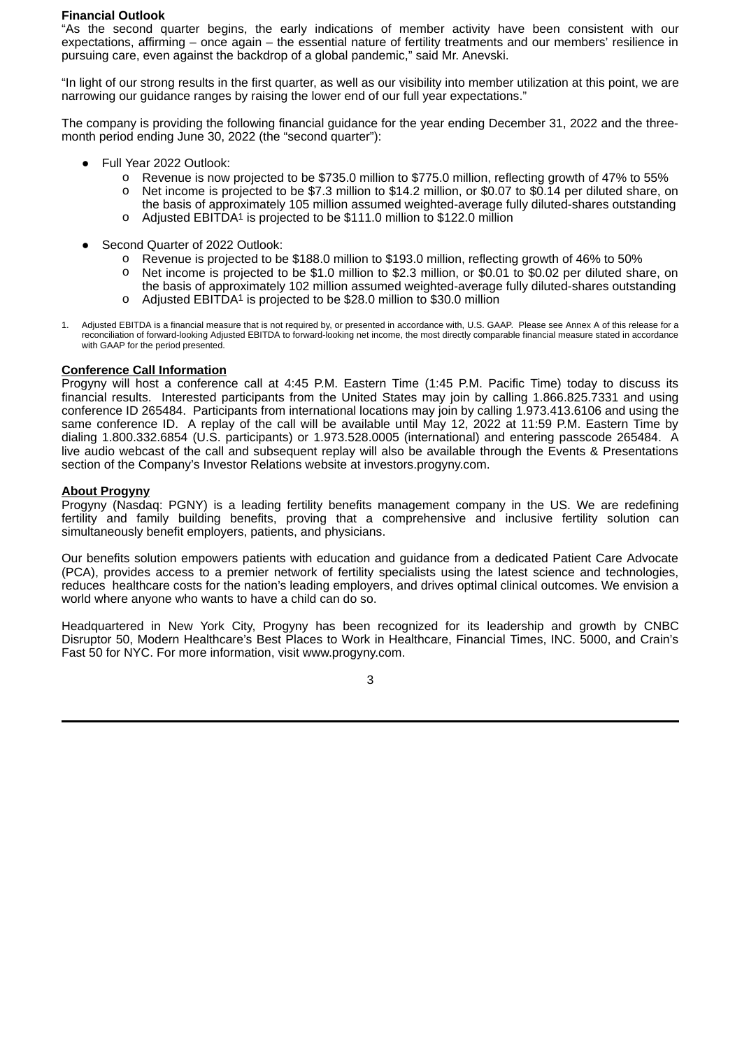**Financial Outlook**

"As the second quarter begins, the early indications of member activity have been consistent with our expectations, affirming – once again – the essential nature of fertility treatments and our members' resilience in pursuing care, even against the backdrop of a global pandemic," said Mr. Anevski.

"In light of our strong results in the first quarter, as well as our visibility into member utilization at this point, we are narrowing our guidance ranges by raising the lower end of our full year expectations."

The company is providing the following financial guidance for the year ending December 31, 2022 and the three-month period ending June 30, 2022 (the "second quarter"):

- Full Year 2022 Outlook:
  - Revenue is now projected to be $735.0 million to $775.0 million, reflecting growth of 47% to 55%
  - Net income is projected to be $7.3 million to $14.2 million, or $0.07 to $0.14 per diluted share, on the basis of approximately 105 million assumed weighted-average fully diluted-shares outstanding
  - Adjusted EBITDA[1] is projected to be $111.0 million to $122.0 million

- Second Quarter of 2022 Outlook:
  - Revenue is projected to be $188.0 million to $193.0 million, reflecting growth of 46% to 50%
  - Net income is projected to be $1.0 million to $2.3 million, or $0.01 to $0.02 per diluted share, on the basis of approximately 102 million assumed weighted-average fully diluted-shares outstanding
  - Adjusted EBITDA[1] is projected to be $28.0 million to $30.0 million

1. Adjusted EBITDA is a financial measure that is not required by, or presented in accordance with, U.S. GAAP. Please see Annex A of this release for a reconciliation of forward-looking Adjusted EBITDA to forward-looking net income, the most directly comparable financial measure stated in accordance with GAAP for the period presented.

**Conference Call Information**

Progyny will host a conference call at 4:45 P.M. Eastern Time (1:45 P.M. Pacific Time) today to discuss its financial results. Interested participants from the United States may join by calling 1.866.825.7331 and using conference ID 265484. Participants from international locations may join by calling 1.973.413.6106 and using the same conference ID. A replay of the call will be available until May 12, 2022 at 11:59 P.M. Eastern Time by dialing 1.800.332.6854 (U.S. participants) or 1.973.528.0005 (international) and entering passcode 265484. A live audio webcast of the call and subsequent replay will also be available through the Events & Presentations section of the Company's Investor Relations website at investors.progyny.com.

**About Progyny**

Progyny (Nasdaq: PGNY) is a leading fertility benefits management company in the US. We are redefining fertility and family building benefits, proving that a comprehensive and inclusive fertility solution can simultaneously benefit employers, patients, and physicians.

Our benefits solution empowers patients with education and guidance from a dedicated Patient Care Advocate (PCA), provides access to a premier network of fertility specialists using the latest science and technologies, reduces healthcare costs for the nation's leading employers, and drives optimal clinical outcomes. We envision a world where anyone who wants to have a child can do so.

Headquartered in New York City, Progyny has been recognized for its leadership and growth by CNBC Disruptor 50, Modern Healthcare's Best Places to Work in Healthcare, Financial Times, INC. 5000, and Crain's Fast 50 for NYC. For more information, visit www.progyny.com.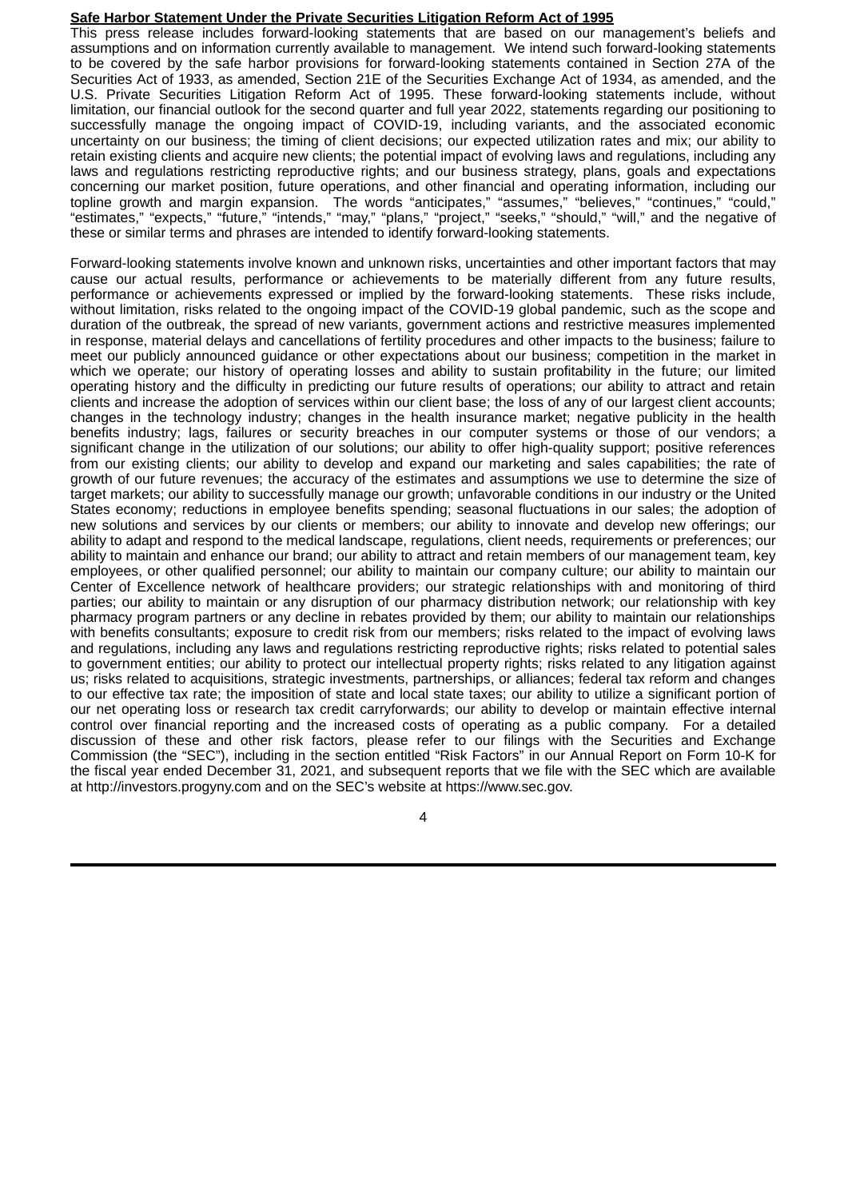**Safe Harbor Statement Under the Private Securities Litigation Reform Act of 1995**

This press release includes forward-looking statements that are based on our management's beliefs and assumptions and on information currently available to management. We intend such forward-looking statements to be covered by the safe harbor provisions for forward-looking statements contained in Section 27A of the Securities Act of 1933, as amended, Section 21E of the Securities Exchange Act of 1934, as amended, and the U.S. Private Securities Litigation Reform Act of 1995. These forward-looking statements include, without limitation, our financial outlook for the second quarter and full year 2022, statements regarding our positioning to successfully manage the ongoing impact of COVID-19, including variants, and the associated economic uncertainty on our business; the timing of client decisions; our expected utilization rates and mix; our ability to retain existing clients and acquire new clients; the potential impact of evolving laws and regulations, including any laws and regulations restricting reproductive rights; and our business strategy, plans, goals and expectations concerning our market position, future operations, and other financial and operating information, including our topline growth and margin expansion. The words "anticipates," "assumes," "believes," "continues," "could," "estimates," "expects," "future," "intends," "may," "plans," "project," "seeks," "should," "will," and the negative of these or similar terms and phrases are intended to identify forward-looking statements.

Forward-looking statements involve known and unknown risks, uncertainties and other important factors that may cause our actual results, performance or achievements to be materially different from any future results, performance or achievements expressed or implied by the forward-looking statements. These risks include, without limitation, risks related to the ongoing impact of the COVID-19 global pandemic, such as the scope and duration of the outbreak, the spread of new variants, government actions and restrictive measures implemented in response, material delays and cancellations of fertility procedures and other impacts to the business; failure to meet our publicly announced guidance or other expectations about our business; competition in the market in which we operate; our history of operating losses and ability to sustain profitability in the future; our limited operating history and the difficulty in predicting our future results of operations; our ability to attract and retain clients and increase the adoption of services within our client base; the loss of any of our largest client accounts; changes in the technology industry; changes in the health insurance market; negative publicity in the health benefits industry; lags, failures or security breaches in our computer systems or those of our vendors; a significant change in the utilization of our solutions; our ability to offer high-quality support; positive references from our existing clients; our ability to develop and expand our marketing and sales capabilities; the rate of growth of our future revenues; the accuracy of the estimates and assumptions we use to determine the size of target markets; our ability to successfully manage our growth; unfavorable conditions in our industry or the United States economy; reductions in employee benefits spending; seasonal fluctuations in our sales; the adoption of new solutions and services by our clients or members; our ability to innovate and develop new offerings; our ability to adapt and respond to the medical landscape, regulations, client needs, requirements or preferences; our ability to maintain and enhance our brand; our ability to attract and retain members of our management team, key employees, or other qualified personnel; our ability to maintain our company culture; our ability to maintain our Center of Excellence network of healthcare providers; our strategic relationships with and monitoring of third parties; our ability to maintain or any disruption of our pharmacy distribution network; our relationship with key pharmacy program partners or any decline in rebates provided by them; our ability to maintain our relationships with benefits consultants; exposure to credit risk from our members; risks related to the impact of evolving laws and regulations, including any laws and regulations restricting reproductive rights; risks related to potential sales to government entities; our ability to protect our intellectual property rights; risks related to any litigation against us; risks related to acquisitions, strategic investments, partnerships, or alliances; federal tax reform and changes to our effective tax rate; the imposition of state and local state taxes; our ability to utilize a significant portion of our net operating loss or research tax credit carryforwards; our ability to develop or maintain effective internal control over financial reporting and the increased costs of operating as a public company. For a detailed discussion of these and other risk factors, please refer to our filings with the Securities and Exchange Commission (the "SEC"), including in the section entitled "Risk Factors" in our Annual Report on Form 10-K for the fiscal year ended December 31, 2021, and subsequent reports that we file with the SEC which are available at http://investors.progyny.com and on the SEC's website at https://www.sec.gov.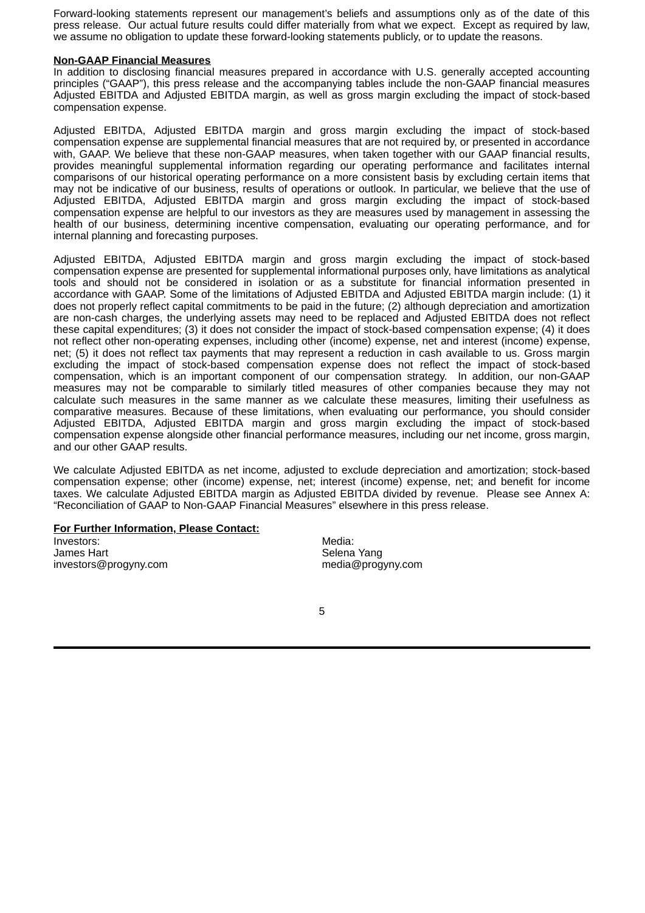Forward-looking statements represent our management's beliefs and assumptions only as of the date of this press release. Our actual future results could differ materially from what we expect. Except as required by law, we assume no obligation to update these forward-looking statements publicly, or to update the reasons.

**Non-GAAP Financial Measures**

In addition to disclosing financial measures prepared in accordance with U.S. generally accepted accounting principles ("GAAP"), this press release and the accompanying tables include the non-GAAP financial measures Adjusted EBITDA and Adjusted EBITDA margin, as well as gross margin excluding the impact of stock-based compensation expense.

Adjusted EBITDA, Adjusted EBITDA margin and gross margin excluding the impact of stock-based compensation expense are supplemental financial measures that are not required by, or presented in accordance with, GAAP. We believe that these non-GAAP measures, when taken together with our GAAP financial results, provides meaningful supplemental information regarding our operating performance and facilitates internal comparisons of our historical operating performance on a more consistent basis by excluding certain items that may not be indicative of our business, results of operations or outlook. In particular, we believe that the use of Adjusted EBITDA, Adjusted EBITDA margin and gross margin excluding the impact of stock-based compensation expense are helpful to our investors as they are measures used by management in assessing the health of our business, determining incentive compensation, evaluating our operating performance, and for internal planning and forecasting purposes.

Adjusted EBITDA, Adjusted EBITDA margin and gross margin excluding the impact of stock-based compensation expense are presented for supplemental informational purposes only, have limitations as analytical tools and should not be considered in isolation or as a substitute for financial information presented in accordance with GAAP. Some of the limitations of Adjusted EBITDA and Adjusted EBITDA margin include: (1) it does not properly reflect capital commitments to be paid in the future; (2) although depreciation and amortization are non-cash charges, the underlying assets may need to be replaced and Adjusted EBITDA does not reflect these capital expenditures; (3) it does not consider the impact of stock-based compensation expense; (4) it does not reflect other non-operating expenses, including other (income) expense, net and interest (income) expense, net; (5) it does not reflect tax payments that may represent a reduction in cash available to us. Gross margin excluding the impact of stock-based compensation expense does not reflect the impact of stock-based compensation, which is an important component of our compensation strategy. In addition, our non-GAAP measures may not be comparable to similarly titled measures of other companies because they may not calculate such measures in the same manner as we calculate these measures, limiting their usefulness as comparative measures. Because of these limitations, when evaluating our performance, you should consider Adjusted EBITDA, Adjusted EBITDA margin and gross margin excluding the impact of stock-based compensation expense alongside other financial performance measures, including our net income, gross margin, and our other GAAP results.

We calculate Adjusted EBITDA as net income, adjusted to exclude depreciation and amortization; stock-based compensation expense; other (income) expense, net; interest (income) expense, net; and benefit for income taxes. We calculate Adjusted EBITDA margin as Adjusted EBITDA divided by revenue. Please see Annex A: "Reconciliation of GAAP to Non-GAAP Financial Measures" elsewhere in this press release.

**For Further Information, Please Contact:**

Investors:
James Hart
investors@progyny.com

Media:
Selena Yang
media@progyny.com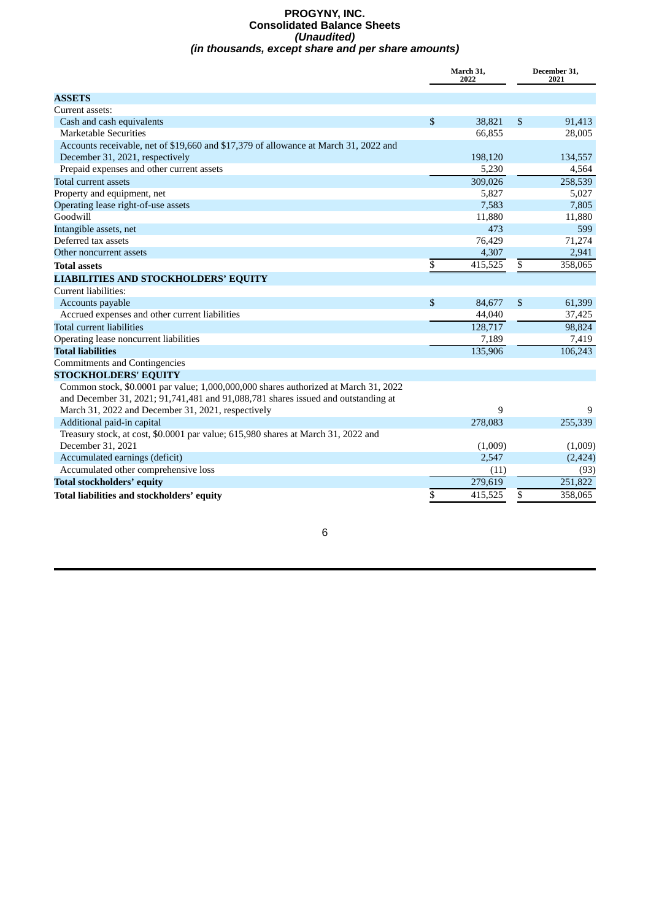# PROGYNY, INC.
## Consolidated Balance Sheets
### *(Unaudited)*
### *(in thousands, except share and per share amounts)*

| | March 31, 2022 | December 31, 2021 |
|---|---|---|
| **ASSETS** | | |
| Current assets: | | |
| Cash and cash equivalents | $ 38,821 | $ 91,413 |
| Marketable Securities | 66,855 | 28,005 |
| Accounts receivable, net of $19,660 and $17,379 of allowance at March 31, 2022 and December 31, 2021, respectively | 198,120 | 134,557 |
| Prepaid expenses and other current assets | 5,230 | 4,564 |
| Total current assets | 309,026 | 258,539 |
| Property and equipment, net | 5,827 | 5,027 |
| Operating lease right-of-use assets | 7,583 | 7,805 |
| Goodwill | 11,880 | 11,880 |
| Intangible assets, net | 473 | 599 |
| Deferred tax assets | 76,429 | 71,274 |
| Other noncurrent assets | 4,307 | 2,941 |
| **Total assets** | $ 415,525 | $ 358,065 |
| **LIABILITIES AND STOCKHOLDERS' EQUITY** | | |
| Current liabilities: | | |
| Accounts payable | $ 84,677 | $ 61,399 |
| Accrued expenses and other current liabilities | 44,040 | 37,425 |
| Total current liabilities | 128,717 | 98,824 |
| Operating lease noncurrent liabilities | 7,189 | 7,419 |
| **Total liabilities** | 135,906 | 106,243 |
| Commitments and Contingencies | | |
| **STOCKHOLDERS' EQUITY** | | |
| Common stock, $0.0001 par value; 1,000,000,000 shares authorized at March 31, 2022 and December 31, 2021; 91,741,481 and 91,088,781 shares issued and outstanding at March 31, 2022 and December 31, 2021, respectively | 9 | 9 |
| Additional paid-in capital | 278,083 | 255,339 |
| Treasury stock, at cost, $0.0001 par value; 615,980 shares at March 31, 2022 and December 31, 2021 | (1,009) | (1,009) |
| Accumulated earnings (deficit) | 2,547 | (2,424) |
| Accumulated other comprehensive loss | (11) | (93) |
| **Total stockholders' equity** | 279,619 | 251,822 |
| **Total liabilities and stockholders' equity** | $ 415,525 | $ 358,065 |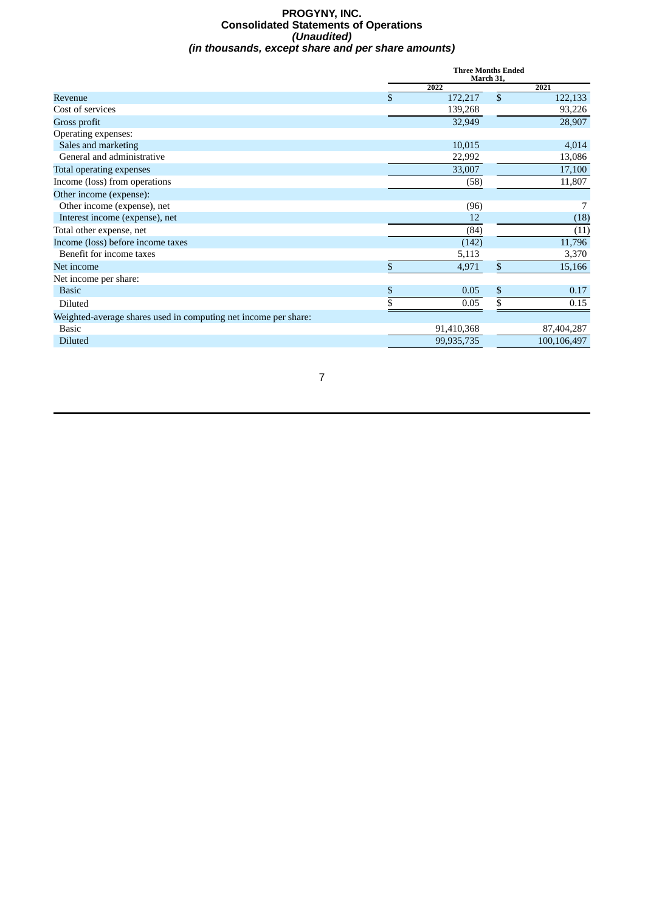# PROGYNY, INC.
## Consolidated Statements of Operations
### *(Unaudited)*
### *(in thousands, except share and per share amounts)*

| | Three Months Ended March 31, | |
|---|---|---|
| | 2022 | 2021 |
| Revenue | $ 172,217 | $ 122,133 |
| Cost of services | 139,268 | 93,226 |
| Gross profit | 32,949 | 28,907 |
| Operating expenses: | | |
| Sales and marketing | 10,015 | 4,014 |
| General and administrative | 22,992 | 13,086 |
| Total operating expenses | 33,007 | 17,100 |
| Income (loss) from operations | (58) | 11,807 |
| Other income (expense): | | |
| Other income (expense), net | (96) | 7 |
| Interest income (expense), net | 12 | (18) |
| Total other expense, net | (84) | (11) |
| Income (loss) before income taxes | (142) | 11,796 |
| Benefit for income taxes | 5,113 | 3,370 |
| Net income | $ 4,971 | $ 15,166 |
| Net income per share: | | |
| Basic | $ 0.05 | $ 0.17 |
| Diluted | $ 0.05 | $ 0.15 |
| Weighted-average shares used in computing net income per share: | | |
| Basic | 91,410,368 | 87,404,287 |
| Diluted | 99,935,735 | 100,106,497 |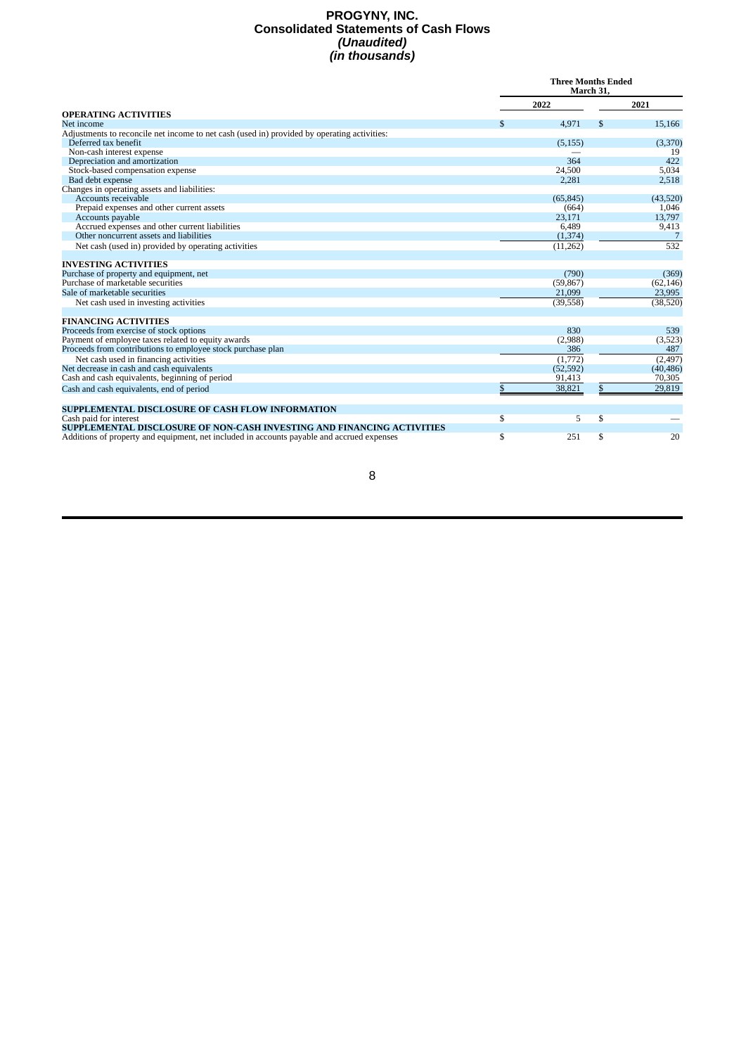# PROGYNY, INC.
## Consolidated Statements of Cash Flows
### *(Unaudited)*
### *(in thousands)*

| | Three Months Ended March 31, | |
|---|---|---|
| | 2022 | 2021 |
| **OPERATING ACTIVITIES** | | |
| Net income | $ 4,971 | $ 15,166 |
| Adjustments to reconcile net income to net cash (used in) provided by operating activities: | | |
| Deferred tax benefit | (5,155) | (3,370) |
| Non-cash interest expense | — | 19 |
| Depreciation and amortization | 364 | 422 |
| Stock-based compensation expense | 24,500 | 5,034 |
| Bad debt expense | 2,281 | 2,518 |
| Changes in operating assets and liabilities: | | |
| Accounts receivable | (65,845) | (43,520) |
| Prepaid expenses and other current assets | (664) | 1,046 |
| Accounts payable | 23,171 | 13,797 |
| Accrued expenses and other current liabilities | 6,489 | 9,413 |
| Other noncurrent assets and liabilities | (1,374) | 7 |
| Net cash (used in) provided by operating activities | (11,262) | 532 |
| **INVESTING ACTIVITIES** | | |
| Purchase of property and equipment, net | (790) | (369) |
| Purchase of marketable securities | (59,867) | (62,146) |
| Sale of marketable securities | 21,099 | 23,995 |
| Net cash used in investing activities | (39,558) | (38,520) |
| **FINANCING ACTIVITIES** | | |
| Proceeds from exercise of stock options | 830 | 539 |
| Payment of employee taxes related to equity awards | (2,988) | (3,523) |
| Proceeds from contributions to employee stock purchase plan | 386 | 487 |
| Net cash used in financing activities | (1,772) | (2,497) |
| Net decrease in cash and cash equivalents | (52,592) | (40,486) |
| Cash and cash equivalents, beginning of period | 91,413 | 70,305 |
| Cash and cash equivalents, end of period | $ 38,821 | $ 29,819 |
| **SUPPLEMENTAL DISCLOSURE OF CASH FLOW INFORMATION** | | |
| Cash paid for interest | $ 5 | $ — |
| **SUPPLEMENTAL DISCLOSURE OF NON-CASH INVESTING AND FINANCING ACTIVITIES** | | |
| Additions of property and equipment, net included in accounts payable and accrued expenses | $ 251 | $ 20 |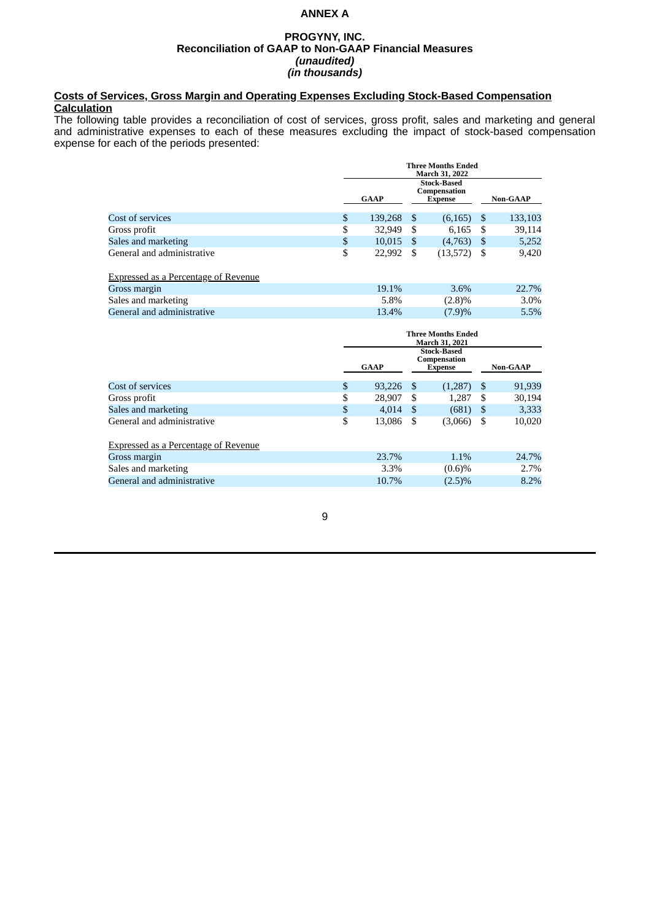# ANNEX A

## PROGYNY, INC.
## Reconciliation of GAAP to Non-GAAP Financial Measures
### *(unaudited)*
### *(in thousands)*

**Costs of Services, Gross Margin and Operating Expenses Excluding Stock-Based Compensation Calculation**

The following table provides a reconciliation of cost of services, gross profit, sales and marketing and general and administrative expenses to each of these measures excluding the impact of stock-based compensation expense for each of the periods presented:

| | Three Months Ended March 31, 2022 | | |
|---|---|---|---|
| | GAAP | Stock-Based Compensation Expense | Non-GAAP |
| Cost of services | $ 139,268 | $ (6,165) | $ 133,103 |
| Gross profit | $ 32,949 | $ 6,165 | $ 39,114 |
| Sales and marketing | $ 10,015 | $ (4,763) | $ 5,252 |
| General and administrative | $ 22,992 | $ (13,572) | $ 9,420 |
| | | | |
| Expressed as a Percentage of Revenue | | | |
| Gross margin | 19.1% | 3.6% | 22.7% |
| Sales and marketing | 5.8% | (2.8)% | 3.0% |
| General and administrative | 13.4% | (7.9)% | 5.5% |

| | Three Months Ended March 31, 2021 | | |
|---|---|---|---|
| | GAAP | Stock-Based Compensation Expense | Non-GAAP |
| Cost of services | $ 93,226 | $ (1,287) | $ 91,939 |
| Gross profit | $ 28,907 | $ 1,287 | $ 30,194 |
| Sales and marketing | $ 4,014 | $ (681) | $ 3,333 |
| General and administrative | $ 13,086 | $ (3,066) | $ 10,020 |
| | | | |
| Expressed as a Percentage of Revenue | | | |
| Gross margin | 23.7% | 1.1% | 24.7% |
| Sales and marketing | 3.3% | (0.6)% | 2.7% |
| General and administrative | 10.7% | (2.5)% | 8.2% |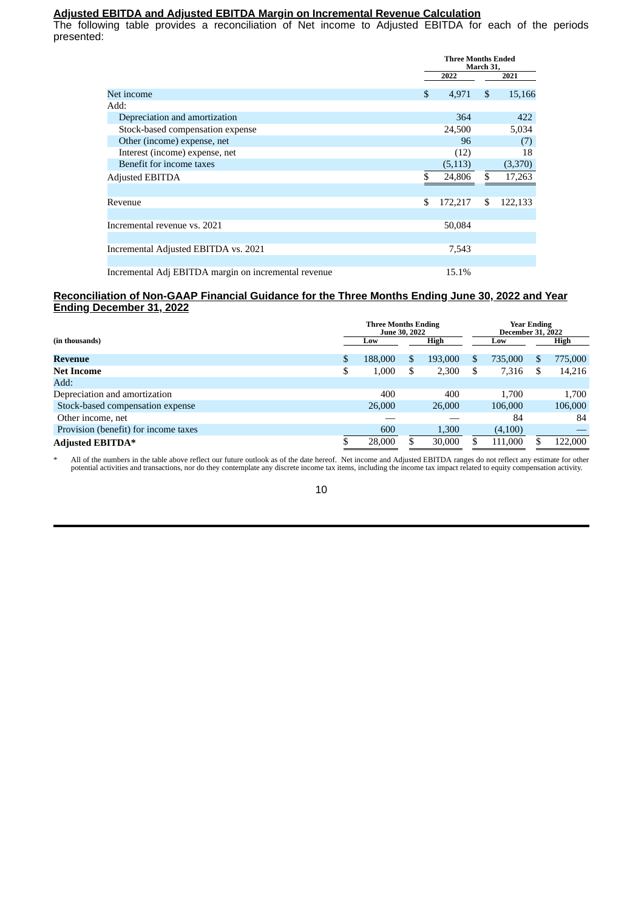## Adjusted EBITDA and Adjusted EBITDA Margin on Incremental Revenue Calculation

The following table provides a reconciliation of Net income to Adjusted EBITDA for each of the periods presented:

| | Three Months Ended March 31, | |
|---|---|---|
| | 2022 | 2021 |
| Net income | $ 4,971 | $ 15,166 |
| Add: | | |
| Depreciation and amortization | 364 | 422 |
| Stock-based compensation expense | 24,500 | 5,034 |
| Other (income) expense, net | 96 | (7) |
| Interest (income) expense, net | (12) | 18 |
| Benefit for income taxes | (5,113) | (3,370) |
| Adjusted EBITDA | $ 24,806 | $ 17,263 |
| | | |
| Revenue | $ 172,217 | $ 122,133 |
| | | |
| Incremental revenue vs. 2021 | 50,084 | |
| | | |
| Incremental Adjusted EBITDA vs. 2021 | 7,543 | |
| | | |
| Incremental Adj EBITDA margin on incremental revenue | 15.1% | |

## Reconciliation of Non-GAAP Financial Guidance for the Three Months Ending June 30, 2022 and Year Ending December 31, 2022

| (in thousands) | Three Months Ending June 30, 2022 | | Year Ending December 31, 2022 | |
|---|---|---|---|---|
| | Low | High | Low | High |
| **Revenue** | $ 188,000 | $ 193,000 | $ 735,000 | $ 775,000 |
| **Net Income** | $ 1,000 | $ 2,300 | $ 7,316 | $ 14,216 |
| Add: | | | | |
| Depreciation and amortization | 400 | 400 | 1,700 | 1,700 |
| Stock-based compensation expense | 26,000 | 26,000 | 106,000 | 106,000 |
| Other income, net | — | — | 84 | 84 |
| Provision (benefit) for income taxes | 600 | 1,300 | (4,100) | — |
| **Adjusted EBITDA*** | $ 28,000 | $ 30,000 | $ 111,000 | $ 122,000 |

\* All of the numbers in the table above reflect our future outlook as of the date hereof. Net income and Adjusted EBITDA ranges do not reflect any estimate for other potential activities and transactions, nor do they contemplate any discrete income tax items, including the income tax impact related to equity compensation activity.